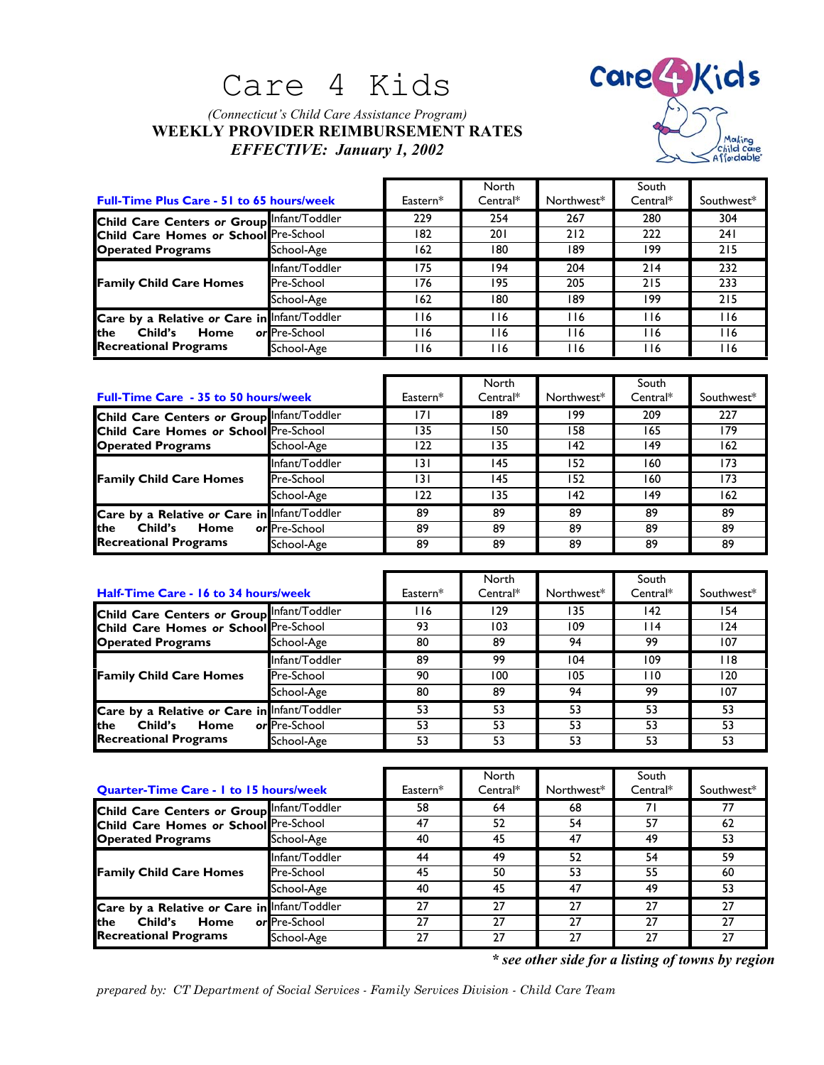# Care 4 Kids

*(Connecticut's Child Care Assistance Program)*

**WEEKLY PROVIDER REIMBURSEMENT RATES**

***EFFECTIVE: January 1, 2002***

| Full-Time Plus Care - 51 to 65 hours/week | | Eastern* | North Central* | Northwest* | South Central* | Southwest* |
|---|---|---|---|---|---|---|
| **Child Care Centers or Group Child Care Homes or School Operated Programs** | Infant/Toddler | 229 | 254 | 267 | 280 | 304 |
| | Pre-School | 182 | 201 | 212 | 222 | 241 |
| | School-Age | 162 | 180 | 189 | 199 | 215 |
| **Family Child Care Homes** | Infant/Toddler | 175 | 194 | 204 | 214 | 232 |
| | Pre-School | 176 | 195 | 205 | 215 | 233 |
| | School-Age | 162 | 180 | 189 | 199 | 215 |
| **Care by a Relative or Care in the Child's Home or Recreational Programs** | Infant/Toddler | 116 | 116 | 116 | 116 | 116 |
| | Pre-School | 116 | 116 | 116 | 116 | 116 |
| | School-Age | 116 | 116 | 116 | 116 | 116 |

| Full-Time Care - 35 to 50 hours/week | | Eastern* | North Central* | Northwest* | South Central* | Southwest* |
|---|---|---|---|---|---|---|
| **Child Care Centers or Group Child Care Homes or School Operated Programs** | Infant/Toddler | 171 | 189 | 199 | 209 | 227 |
| | Pre-School | 135 | 150 | 158 | 165 | 179 |
| | School-Age | 122 | 135 | 142 | 149 | 162 |
| **Family Child Care Homes** | Infant/Toddler | 131 | 145 | 152 | 160 | 173 |
| | Pre-School | 131 | 145 | 152 | 160 | 173 |
| | School-Age | 122 | 135 | 142 | 149 | 162 |
| **Care by a Relative or Care in the Child's Home or Recreational Programs** | Infant/Toddler | 89 | 89 | 89 | 89 | 89 |
| | Pre-School | 89 | 89 | 89 | 89 | 89 |
| | School-Age | 89 | 89 | 89 | 89 | 89 |

| Half-Time Care - 16 to 34 hours/week | | Eastern* | North Central* | Northwest* | South Central* | Southwest* |
|---|---|---|---|---|---|---|
| **Child Care Centers or Group Child Care Homes or School Operated Programs** | Infant/Toddler | 116 | 129 | 135 | 142 | 154 |
| | Pre-School | 93 | 103 | 109 | 114 | 124 |
| | School-Age | 80 | 89 | 94 | 99 | 107 |
| **Family Child Care Homes** | Infant/Toddler | 89 | 99 | 104 | 109 | 118 |
| | Pre-School | 90 | 100 | 105 | 110 | 120 |
| | School-Age | 80 | 89 | 94 | 99 | 107 |
| **Care by a Relative or Care in the Child's Home or Recreational Programs** | Infant/Toddler | 53 | 53 | 53 | 53 | 53 |
| | Pre-School | 53 | 53 | 53 | 53 | 53 |
| | School-Age | 53 | 53 | 53 | 53 | 53 |

| Quarter-Time Care - 1 to 15 hours/week | | Eastern* | North Central* | Northwest* | South Central* | Southwest* |
|---|---|---|---|---|---|---|
| **Child Care Centers or Group Child Care Homes or School Operated Programs** | Infant/Toddler | 58 | 64 | 68 | 71 | 77 |
| | Pre-School | 47 | 52 | 54 | 57 | 62 |
| | School-Age | 40 | 45 | 47 | 49 | 53 |
| **Family Child Care Homes** | Infant/Toddler | 44 | 49 | 52 | 54 | 59 |
| | Pre-School | 45 | 50 | 53 | 55 | 60 |
| | School-Age | 40 | 45 | 47 | 49 | 53 |
| **Care by a Relative or Care in the Child's Home or Recreational Programs** | Infant/Toddler | 27 | 27 | 27 | 27 | 27 |
| | Pre-School | 27 | 27 | 27 | 27 | 27 |
| | School-Age | 27 | 27 | 27 | 27 | 27 |

***** see other side for a listing of towns by region***

*prepared by: CT Department of Social Services - Family Services Division - Child Care Team*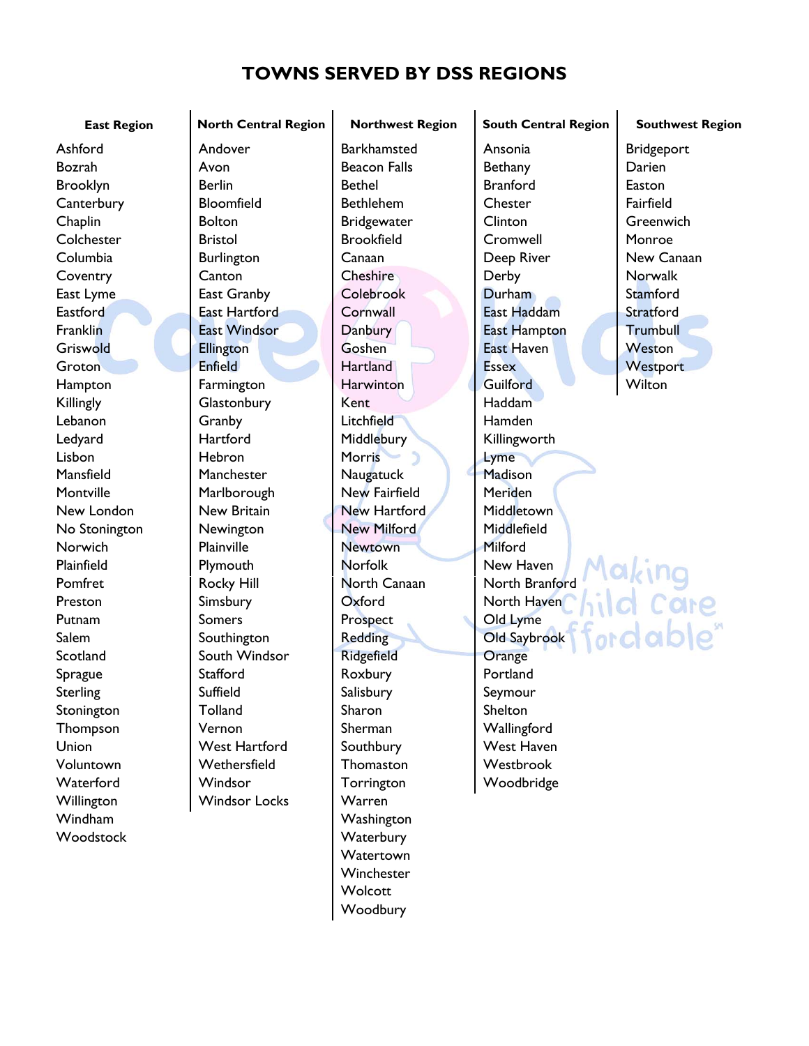# TOWNS SERVED BY DSS REGIONS

| East Region | North Central Region | Northwest Region | South Central Region | Southwest Region |
|---|---|---|---|---|
| Ashford | Andover | Barkhamsted | Ansonia | Bridgeport |
| Bozrah | Avon | Beacon Falls | Bethany | Darien |
| Brooklyn | Berlin | Bethel | Branford | Easton |
| Canterbury | Bloomfield | Bethlehem | Chester | Fairfield |
| Chaplin | Bolton | Bridgewater | Clinton | Greenwich |
| Colchester | Bristol | Brookfield | Cromwell | Monroe |
| Columbia | Burlington | Canaan | Deep River | New Canaan |
| Coventry | Canton | Cheshire | Derby | Norwalk |
| East Lyme | East Granby | Colebrook | Durham | Stamford |
| Eastford | East Hartford | Cornwall | East Haddam | Stratford |
| Franklin | East Windsor | Danbury | East Hampton | Trumbull |
| Griswold | Ellington | Goshen | East Haven | Weston |
| Groton | Enfield | Hartland | Essex | Westport |
| Hampton | Farmington | Harwinton | Guilford | Wilton |
| Killingly | Glastonbury | Kent | Haddam | |
| Lebanon | Granby | Litchfield | Hamden | |
| Ledyard | Hartford | Middlebury | Killingworth | |
| Lisbon | Hebron | Morris | Lyme | |
| Mansfield | Manchester | Naugatuck | Madison | |
| Montville | Marlborough | New Fairfield | Meriden | |
| New London | New Britain | New Hartford | Middletown | |
| No Stonington | Newington | New Milford | Middlefield | |
| Norwich | Plainville | Newtown | Milford | |
| Plainfield | Plymouth | Norfolk | New Haven | |
| Pomfret | Rocky Hill | North Canaan | North Branford | |
| Preston | Simsbury | Oxford | North Haven | |
| Putnam | Somers | Prospect | Old Lyme | |
| Salem | Southington | Redding | Old Saybrook | |
| Scotland | South Windsor | Ridgefield | Orange | |
| Sprague | Stafford | Roxbury | Portland | |
| Sterling | Suffield | Salisbury | Seymour | |
| Stonington | Tolland | Sharon | Shelton | |
| Thompson | Vernon | Sherman | Wallingford | |
| Union | West Hartford | Southbury | West Haven | |
| Voluntown | Wethersfield | Thomaston | Westbrook | |
| Waterford | Windsor | Torrington | Woodbridge | |
| Willington | Windsor Locks | Warren | | |
| Windham | | Washington | | |
| Woodstock | | Waterbury | | |
| | | Watertown | | |
| | | Winchester | | |
| | | Wolcott | | |
| | | Woodbury | | |